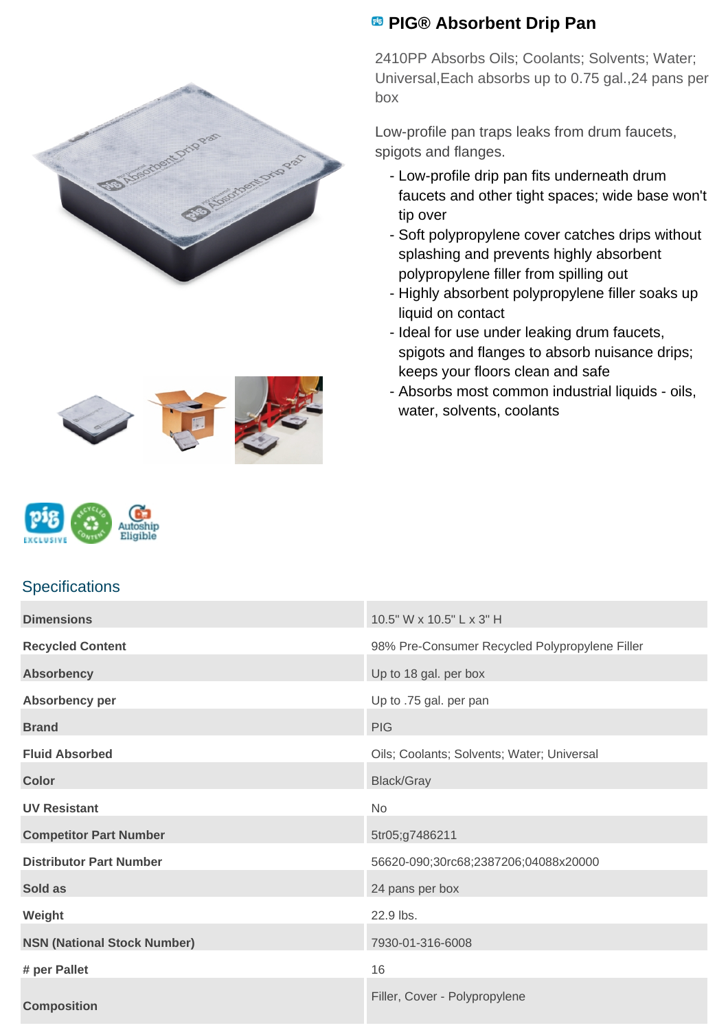# PIG® Absorbent Drip Pan

2410PP Absorbs Oils; Coolants; Solvents; Water; Universal,Each absorbs up to 0.75 gal.,24 pans per box

Low-profile pan traps leaks from drum faucets, spigots and flanges.

- Low-profile drip pan fits underneath drum faucets and other tight spaces; wide base won't tip over
- Soft polypropylene cover catches drips without splashing and prevents highly absorbent polypropylene filler from spilling out
- Highly absorbent polypropylene filler soaks up liquid on contact
- Ideal for use under leaking drum faucets, spigots and flanges to absorb nuisance drips; keeps your floors clean and safe
- Absorbs most common industrial liquids - oils, water, solvents, coolants

## Specifications

| | |
|---|---|
| **Dimensions** | 10.5" W x 10.5" L x 3" H |
| **Recycled Content** | 98% Pre-Consumer Recycled Polypropylene Filler |
| **Absorbency** | Up to 18 gal. per box |
| **Absorbency per** | Up to .75 gal. per pan |
| **Brand** | PIG |
| **Fluid Absorbed** | Oils; Coolants; Solvents; Water; Universal |
| **Color** | Black/Gray |
| **UV Resistant** | No |
| **Competitor Part Number** | 5tr05;g7486211 |
| **Distributor Part Number** | 56620-090;30rc68;2387206;04088x20000 |
| **Sold as** | 24 pans per box |
| **Weight** | 22.9 lbs. |
| **NSN (National Stock Number)** | 7930-01-316-6008 |
| **# per Pallet** | 16 |
| **Composition** | Filler, Cover - Polypropylene |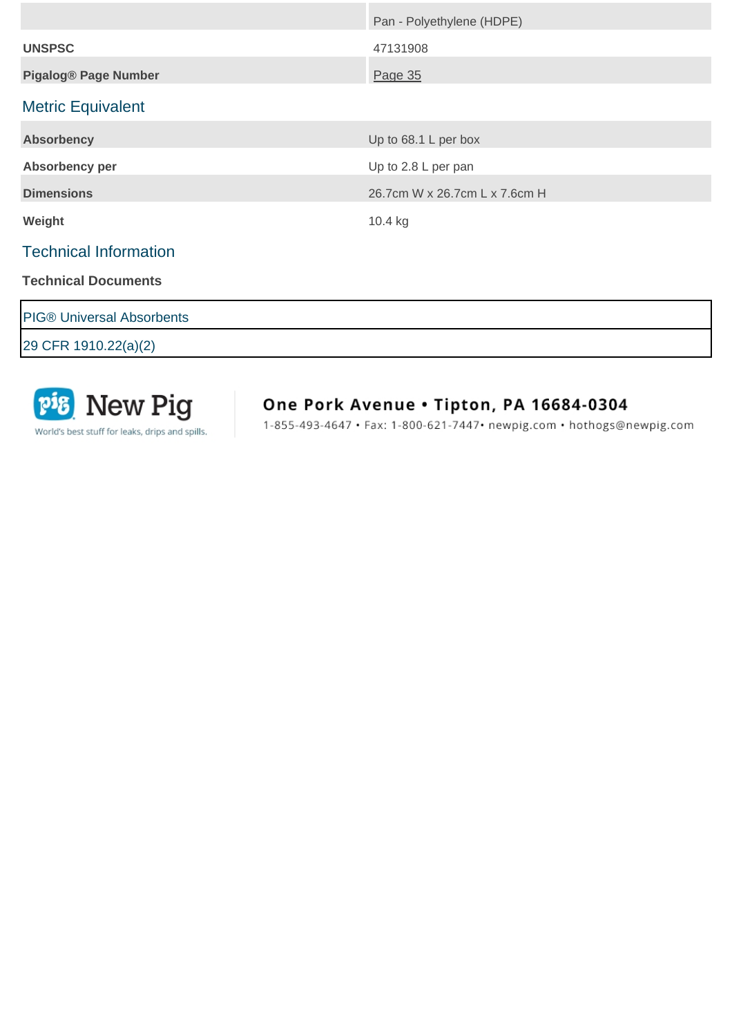| | |
|---|---|
| | Pan - Polyethylene (HDPE) |
| **UNSPSC** | 47131908 |
| **Pigalog® Page Number** | Page 35 |

## Metric Equivalent

| | |
|---|---|
| **Absorbency** | Up to 68.1 L per box |
| **Absorbency per** | Up to 2.8 L per pan |
| **Dimensions** | 26.7cm W x 26.7cm L x 7.6cm H |
| **Weight** | 10.4 kg |

## Technical Information

**Technical Documents**

| |
|---|
| PIG® Universal Absorbents |
| 29 CFR 1910.22(a)(2) |

New Pig
World's best stuff for leaks, drips and spills.

**One Pork Avenue • Tipton, PA 16684-0304**
1-855-493-4647 • Fax: 1-800-621-7447• newpig.com • hothogs@newpig.com